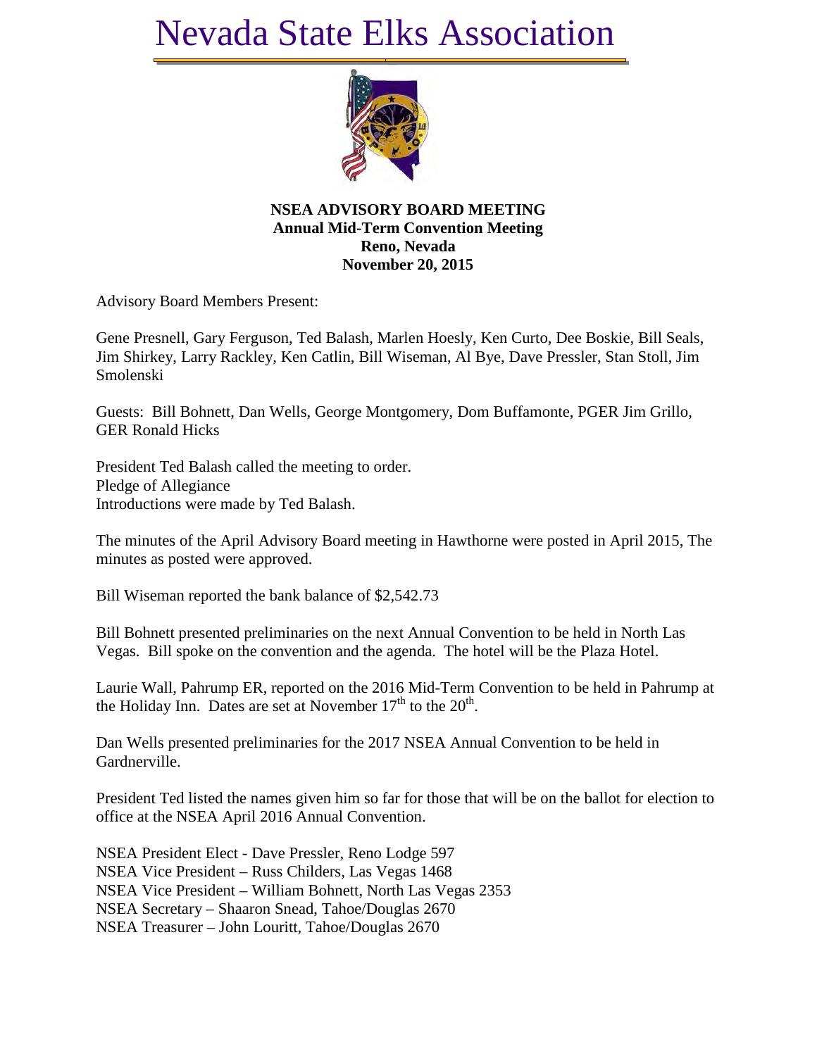# Nevada State Elks Association

**NSEA ADVISORY BOARD MEETING**
**Annual Mid-Term Convention Meeting**
**Reno, Nevada**
**November 20, 2015**

Advisory Board Members Present:

Gene Presnell, Gary Ferguson, Ted Balash, Marlen Hoesly, Ken Curto, Dee Boskie, Bill Seals, Jim Shirkey, Larry Rackley, Ken Catlin, Bill Wiseman, Al Bye, Dave Pressler, Stan Stoll, Jim Smolenski

Guests: Bill Bohnett, Dan Wells, George Montgomery, Dom Buffamonte, PGER Jim Grillo, GER Ronald Hicks

President Ted Balash called the meeting to order.
Pledge of Allegiance
Introductions were made by Ted Balash.

The minutes of the April Advisory Board meeting in Hawthorne were posted in April 2015, The minutes as posted were approved.

Bill Wiseman reported the bank balance of $2,542.73

Bill Bohnett presented preliminaries on the next Annual Convention to be held in North Las Vegas. Bill spoke on the convention and the agenda. The hotel will be the Plaza Hotel.

Laurie Wall, Pahrump ER, reported on the 2016 Mid-Term Convention to be held in Pahrump at the Holiday Inn. Dates are set at November 17th to the 20th.

Dan Wells presented preliminaries for the 2017 NSEA Annual Convention to be held in Gardnerville.

President Ted listed the names given him so far for those that will be on the ballot for election to office at the NSEA April 2016 Annual Convention.

NSEA President Elect - Dave Pressler, Reno Lodge 597
NSEA Vice President – Russ Childers, Las Vegas 1468
NSEA Vice President – William Bohnett, North Las Vegas 2353
NSEA Secretary – Shaaron Snead, Tahoe/Douglas 2670
NSEA Treasurer – John Louritt, Tahoe/Douglas 2670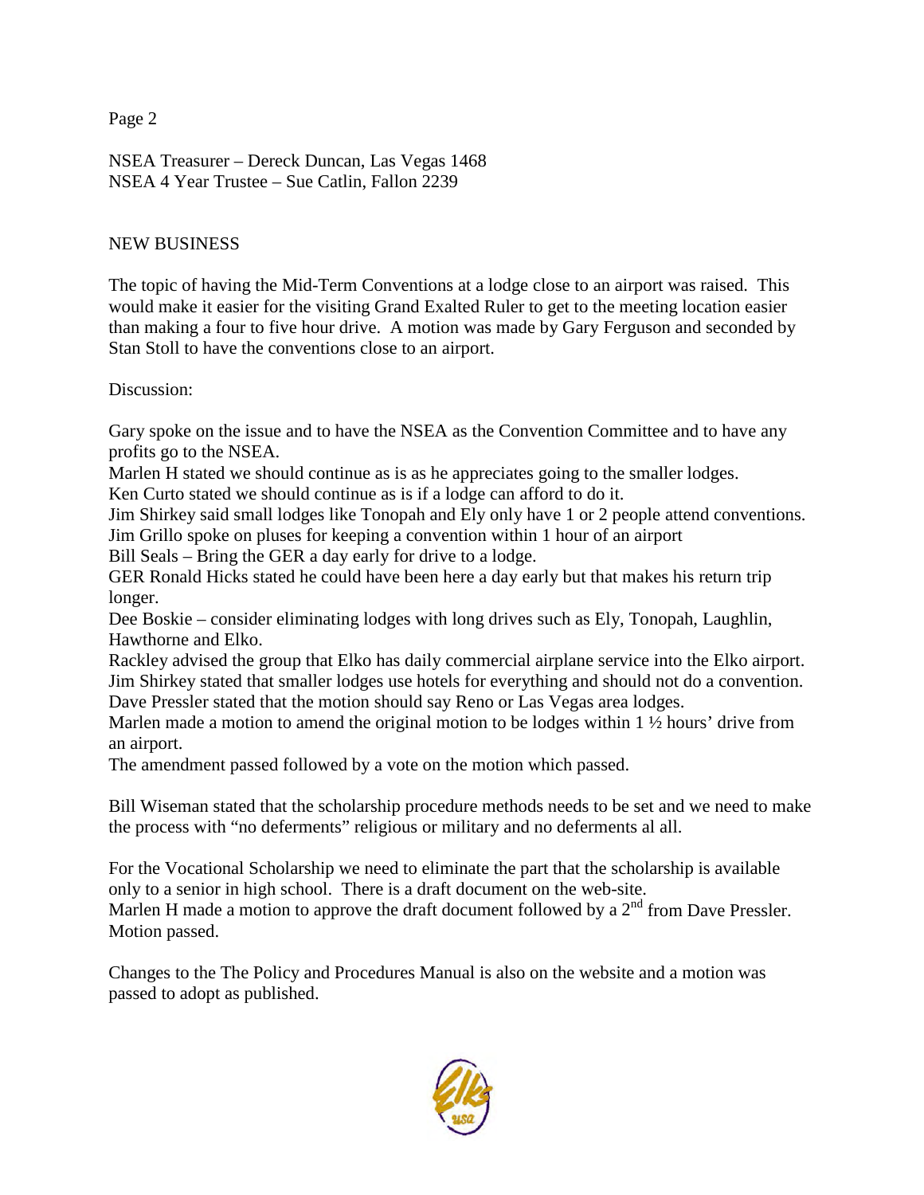NSEA Treasurer – Dereck Duncan, Las Vegas 1468
NSEA 4 Year Trustee – Sue Catlin, Fallon 2239

NEW BUSINESS

The topic of having the Mid-Term Conventions at a lodge close to an airport was raised. This would make it easier for the visiting Grand Exalted Ruler to get to the meeting location easier than making a four to five hour drive. A motion was made by Gary Ferguson and seconded by Stan Stoll to have the conventions close to an airport.

Discussion:

Gary spoke on the issue and to have the NSEA as the Convention Committee and to have any profits go to the NSEA.
Marlen H stated we should continue as is as he appreciates going to the smaller lodges.
Ken Curto stated we should continue as is if a lodge can afford to do it.
Jim Shirkey said small lodges like Tonopah and Ely only have 1 or 2 people attend conventions.
Jim Grillo spoke on pluses for keeping a convention within 1 hour of an airport
Bill Seals – Bring the GER a day early for drive to a lodge.
GER Ronald Hicks stated he could have been here a day early but that makes his return trip longer.
Dee Boskie – consider eliminating lodges with long drives such as Ely, Tonopah, Laughlin, Hawthorne and Elko.
Rackley advised the group that Elko has daily commercial airplane service into the Elko airport.
Jim Shirkey stated that smaller lodges use hotels for everything and should not do a convention.
Dave Pressler stated that the motion should say Reno or Las Vegas area lodges.
Marlen made a motion to amend the original motion to be lodges within 1 ½ hours' drive from an airport.
The amendment passed followed by a vote on the motion which passed.

Bill Wiseman stated that the scholarship procedure methods needs to be set and we need to make the process with "no deferments" religious or military and no deferments al all.

For the Vocational Scholarship we need to eliminate the part that the scholarship is available only to a senior in high school. There is a draft document on the web-site.
Marlen H made a motion to approve the draft document followed by a 2nd from Dave Pressler. Motion passed.

Changes to the The Policy and Procedures Manual is also on the website and a motion was passed to adopt as published.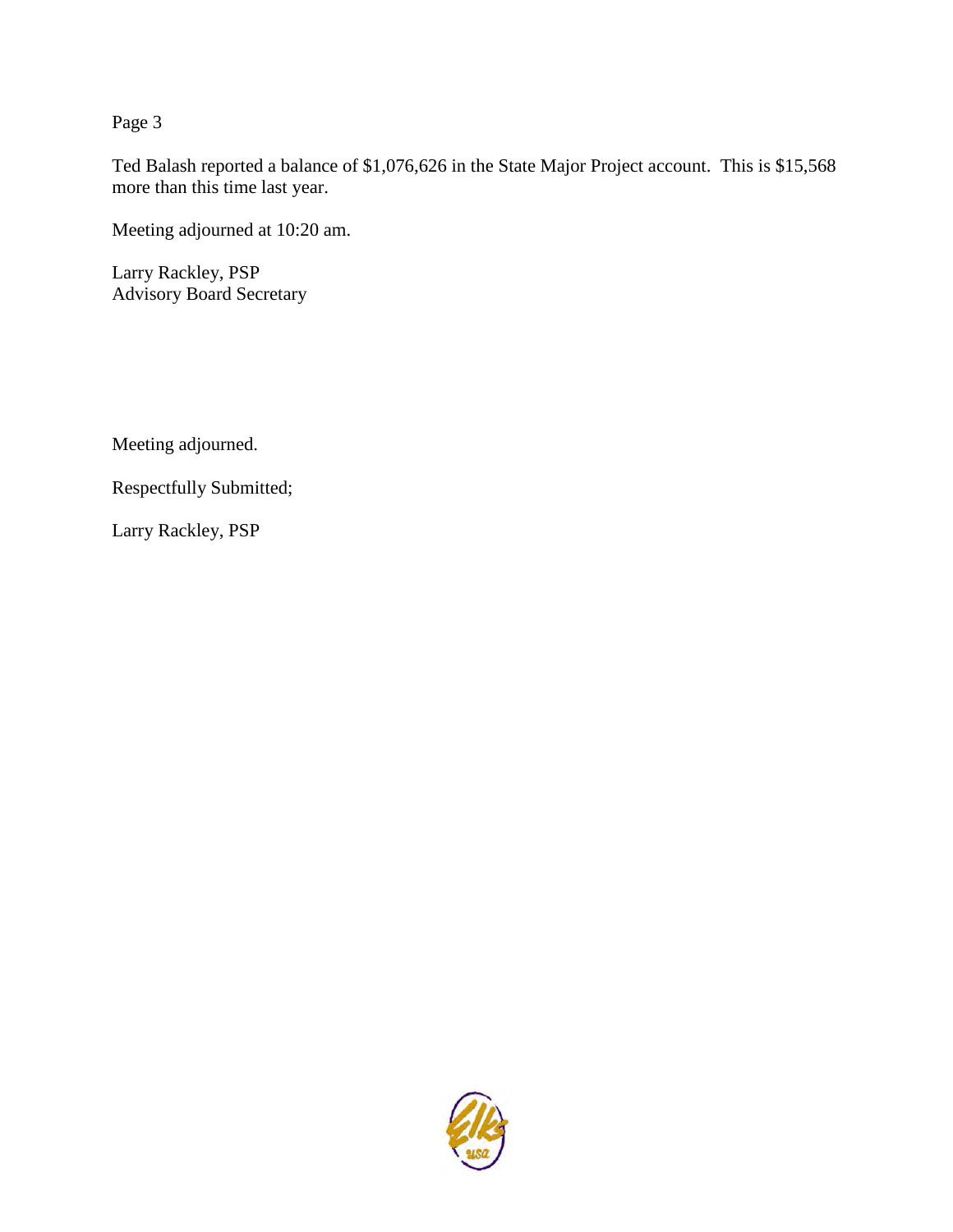Ted Balash reported a balance of $1,076,626 in the State Major Project account. This is $15,568 more than this time last year.

Meeting adjourned at 10:20 am.

Larry Rackley, PSP
Advisory Board Secretary

Meeting adjourned.

Respectfully Submitted;

Larry Rackley, PSP